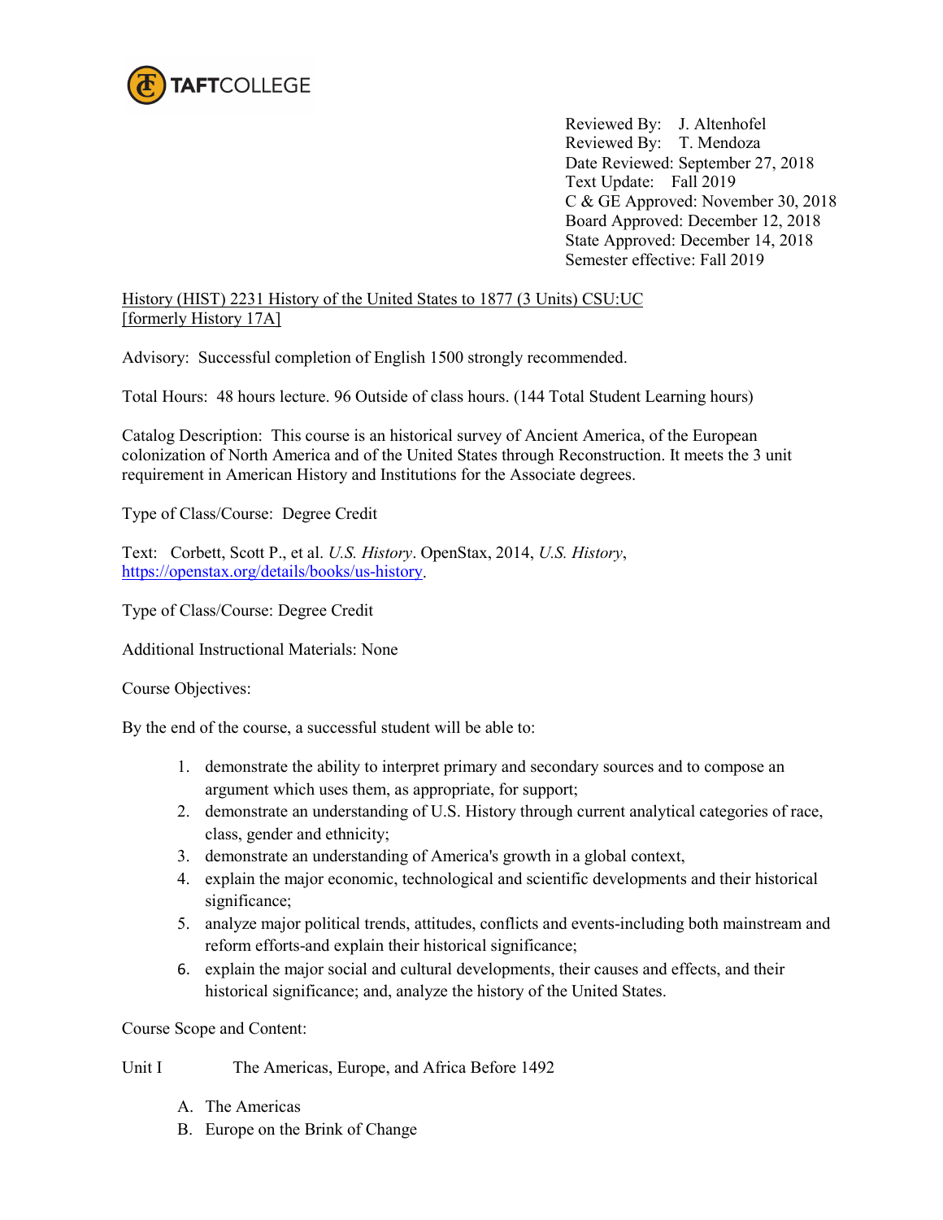TAFTCOLLEGE

Reviewed By: J. Altenhofel
Reviewed By: T. Mendoza
Date Reviewed: September 27, 2018
Text Update: Fall 2019
C & GE Approved: November 30, 2018
Board Approved: December 12, 2018
State Approved: December 14, 2018
Semester effective: Fall 2019

History (HIST) 2231 History of the United States to 1877 (3 Units) CSU:UC
[formerly History 17A]

Advisory: Successful completion of English 1500 strongly recommended.

Total Hours: 48 hours lecture. 96 Outside of class hours. (144 Total Student Learning hours)

Catalog Description: This course is an historical survey of Ancient America, of the European colonization of North America and of the United States through Reconstruction. It meets the 3 unit requirement in American History and Institutions for the Associate degrees.

Type of Class/Course: Degree Credit

Text: Corbett, Scott P., et al. *U.S. History*. OpenStax, 2014, *U.S. History*, https://openstax.org/details/books/us-history.

Type of Class/Course: Degree Credit

Additional Instructional Materials: None

Course Objectives:

By the end of the course, a successful student will be able to:

1. demonstrate the ability to interpret primary and secondary sources and to compose an argument which uses them, as appropriate, for support;
2. demonstrate an understanding of U.S. History through current analytical categories of race, class, gender and ethnicity;
3. demonstrate an understanding of America's growth in a global context,
4. explain the major economic, technological and scientific developments and their historical significance;
5. analyze major political trends, attitudes, conflicts and events-including both mainstream and reform efforts-and explain their historical significance;
6. explain the major social and cultural developments, their causes and effects, and their historical significance; and, analyze the history of the United States.

Course Scope and Content:

Unit I The Americas, Europe, and Africa Before 1492

A. The Americas
B. Europe on the Brink of Change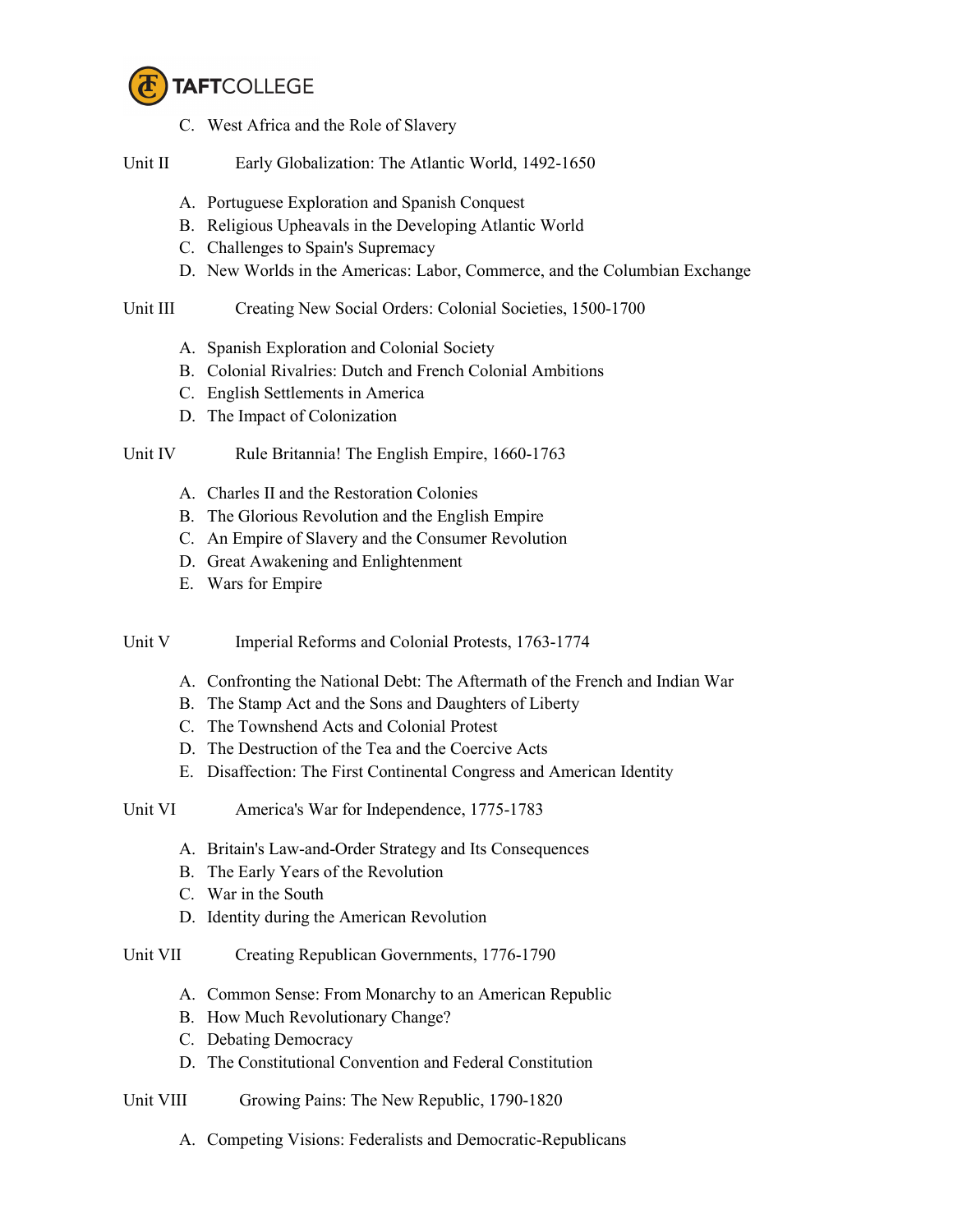C. West Africa and the Role of Slavery

Unit II Early Globalization: The Atlantic World, 1492-1650

A. Portuguese Exploration and Spanish Conquest
B. Religious Upheavals in the Developing Atlantic World
C. Challenges to Spain's Supremacy
D. New Worlds in the Americas: Labor, Commerce, and the Columbian Exchange

Unit III Creating New Social Orders: Colonial Societies, 1500-1700

A. Spanish Exploration and Colonial Society
B. Colonial Rivalries: Dutch and French Colonial Ambitions
C. English Settlements in America
D. The Impact of Colonization

Unit IV Rule Britannia! The English Empire, 1660-1763

A. Charles II and the Restoration Colonies
B. The Glorious Revolution and the English Empire
C. An Empire of Slavery and the Consumer Revolution
D. Great Awakening and Enlightenment
E. Wars for Empire

Unit V Imperial Reforms and Colonial Protests, 1763-1774

A. Confronting the National Debt: The Aftermath of the French and Indian War
B. The Stamp Act and the Sons and Daughters of Liberty
C. The Townshend Acts and Colonial Protest
D. The Destruction of the Tea and the Coercive Acts
E. Disaffection: The First Continental Congress and American Identity

Unit VI America's War for Independence, 1775-1783

A. Britain's Law-and-Order Strategy and Its Consequences
B. The Early Years of the Revolution
C. War in the South
D. Identity during the American Revolution

Unit VII Creating Republican Governments, 1776-1790

A. Common Sense: From Monarchy to an American Republic
B. How Much Revolutionary Change?
C. Debating Democracy
D. The Constitutional Convention and Federal Constitution

Unit VIII Growing Pains: The New Republic, 1790-1820

A. Competing Visions: Federalists and Democratic-Republicans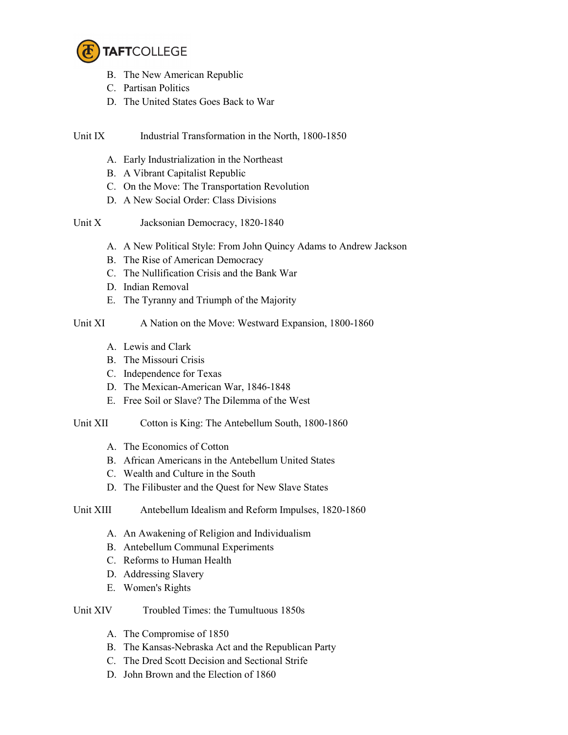B. The New American Republic
C. Partisan Politics
D. The United States Goes Back to War

Unit IX Industrial Transformation in the North, 1800-1850

A. Early Industrialization in the Northeast
B. A Vibrant Capitalist Republic
C. On the Move: The Transportation Revolution
D. A New Social Order: Class Divisions

Unit X Jacksonian Democracy, 1820-1840

A. A New Political Style: From John Quincy Adams to Andrew Jackson
B. The Rise of American Democracy
C. The Nullification Crisis and the Bank War
D. Indian Removal
E. The Tyranny and Triumph of the Majority

Unit XI A Nation on the Move: Westward Expansion, 1800-1860

A. Lewis and Clark
B. The Missouri Crisis
C. Independence for Texas
D. The Mexican-American War, 1846-1848
E. Free Soil or Slave? The Dilemma of the West

Unit XII Cotton is King: The Antebellum South, 1800-1860

A. The Economics of Cotton
B. African Americans in the Antebellum United States
C. Wealth and Culture in the South
D. The Filibuster and the Quest for New Slave States

Unit XIII Antebellum Idealism and Reform Impulses, 1820-1860

A. An Awakening of Religion and Individualism
B. Antebellum Communal Experiments
C. Reforms to Human Health
D. Addressing Slavery
E. Women's Rights

Unit XIV Troubled Times: the Tumultuous 1850s

A. The Compromise of 1850
B. The Kansas-Nebraska Act and the Republican Party
C. The Dred Scott Decision and Sectional Strife
D. John Brown and the Election of 1860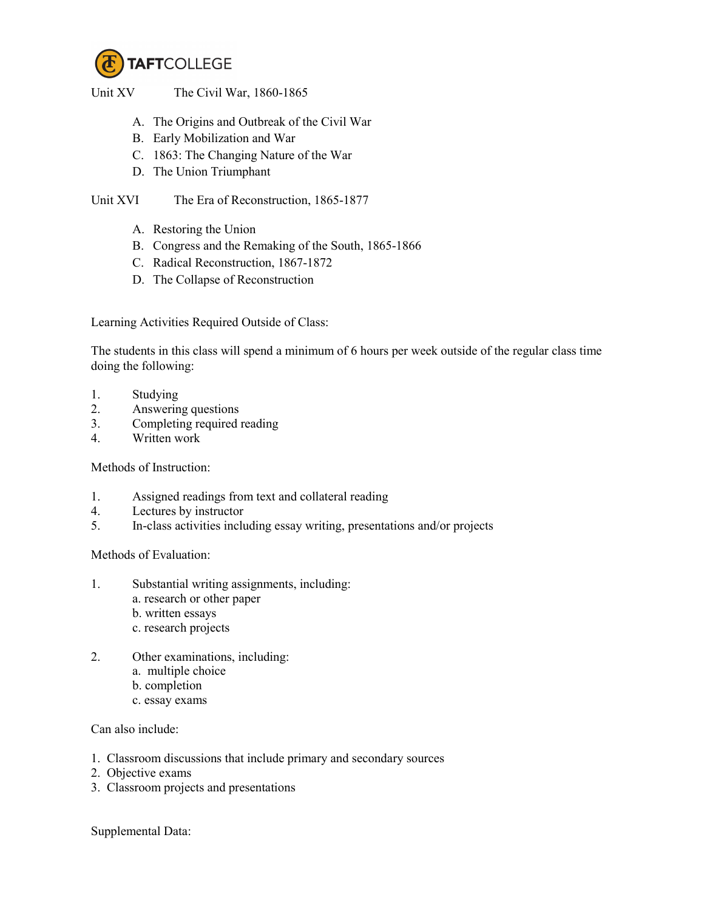Unit XV The Civil War, 1860-1865

A. The Origins and Outbreak of the Civil War
B. Early Mobilization and War
C. 1863: The Changing Nature of the War
D. The Union Triumphant

Unit XVI The Era of Reconstruction, 1865-1877

A. Restoring the Union
B. Congress and the Remaking of the South, 1865-1866
C. Radical Reconstruction, 1867-1872
D. The Collapse of Reconstruction

Learning Activities Required Outside of Class:

The students in this class will spend a minimum of 6 hours per week outside of the regular class time doing the following:

1. Studying
2. Answering questions
3. Completing required reading
4. Written work

Methods of Instruction:

1. Assigned readings from text and collateral reading
4. Lectures by instructor
5. In-class activities including essay writing, presentations and/or projects

Methods of Evaluation:

1. Substantial writing assignments, including:
   a. research or other paper
   b. written essays
   c. research projects

2. Other examinations, including:
   a. multiple choice
   b. completion
   c. essay exams

Can also include:

1. Classroom discussions that include primary and secondary sources
2. Objective exams
3. Classroom projects and presentations

Supplemental Data: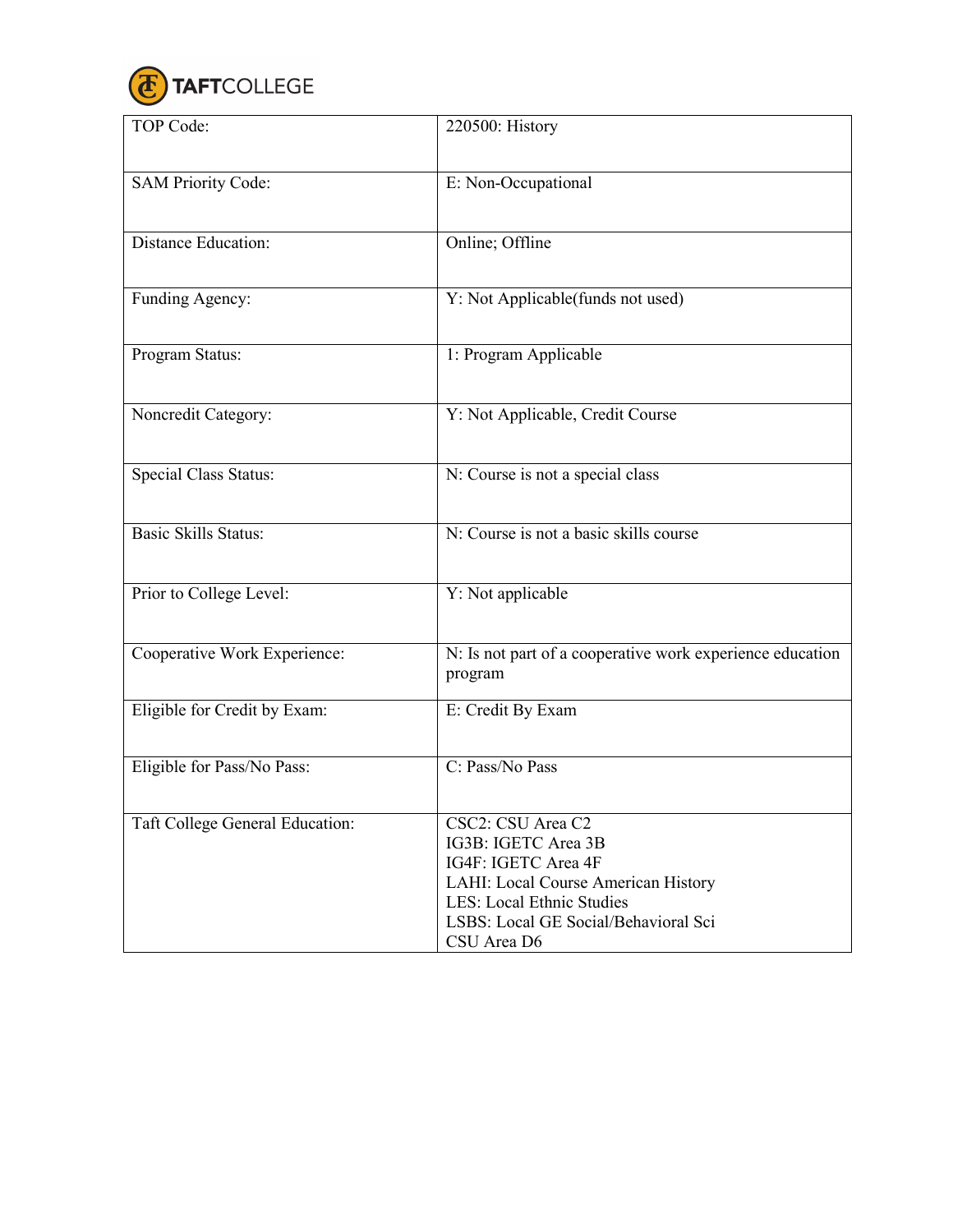| | |
|---|---|
| TOP Code: | 220500: History |
| SAM Priority Code: | E: Non-Occupational |
| Distance Education: | Online; Offline |
| Funding Agency: | Y: Not Applicable(funds not used) |
| Program Status: | 1: Program Applicable |
| Noncredit Category: | Y: Not Applicable, Credit Course |
| Special Class Status: | N: Course is not a special class |
| Basic Skills Status: | N: Course is not a basic skills course |
| Prior to College Level: | Y: Not applicable |
| Cooperative Work Experience: | N: Is not part of a cooperative work experience education program |
| Eligible for Credit by Exam: | E: Credit By Exam |
| Eligible for Pass/No Pass: | C: Pass/No Pass |
| Taft College General Education: | CSC2: CSU Area C2<br>IG3B: IGETC Area 3B<br>IG4F: IGETC Area 4F<br>LAHI: Local Course American History<br>LES: Local Ethnic Studies<br>LSBS: Local GE Social/Behavioral Sci<br>CSU Area D6 |